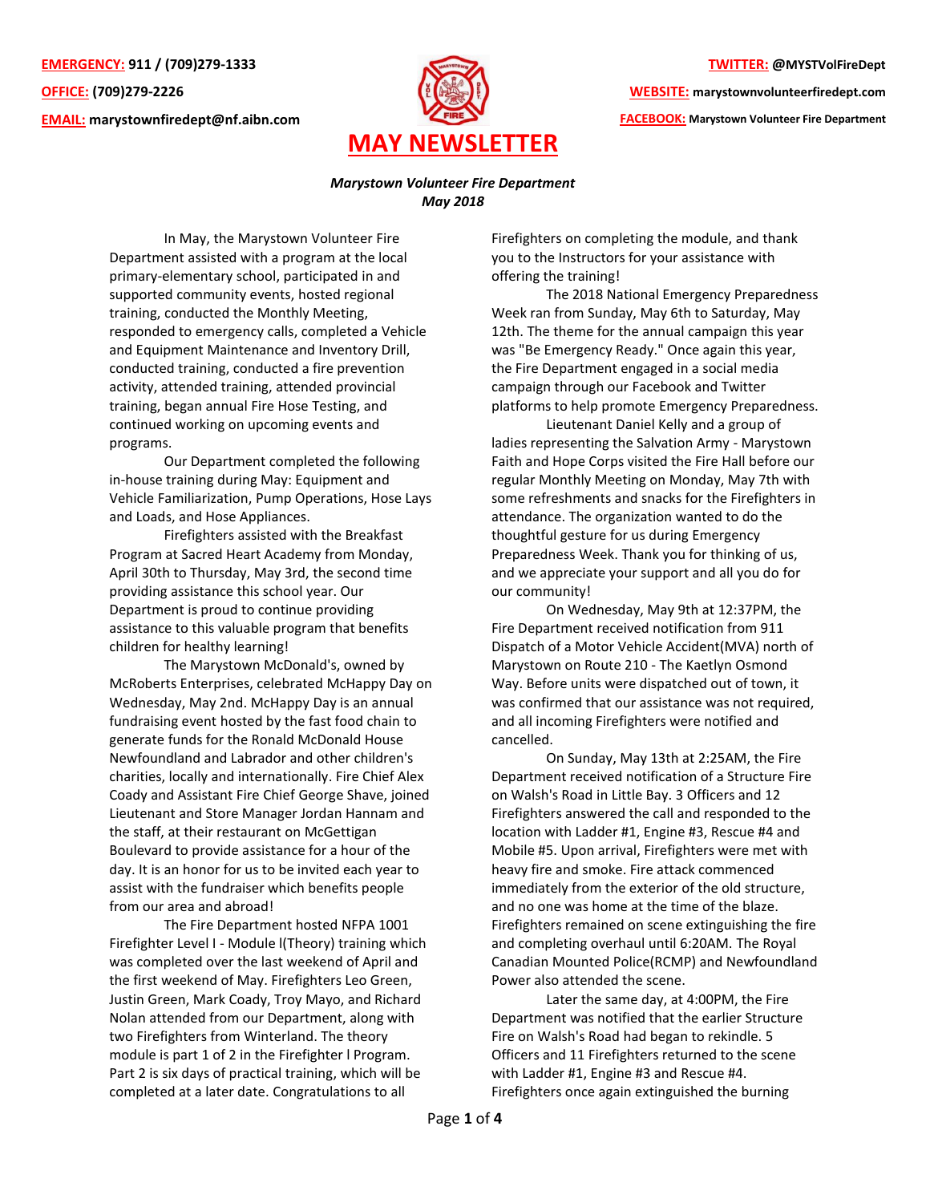**EMERGENCY:** 911 / (709)279-1333

**OFFICE:** (709)279-2226

**EMAIL:** marystownfiredept@nf.aibn.com

**TWITTER:** @MYSTVolFireDept

**WEBSITE:** marystownvolunteerfiredept.com

**FACEBOOK:** Marystown Volunteer Fire Department

# MAY NEWSLETTER

***Marystown Volunteer Fire Department***
***May 2018***

In May, the Marystown Volunteer Fire Department assisted with a program at the local primary-elementary school, participated in and supported community events, hosted regional training, conducted the Monthly Meeting, responded to emergency calls, completed a Vehicle and Equipment Maintenance and Inventory Drill, conducted training, conducted a fire prevention activity, attended training, attended provincial training, began annual Fire Hose Testing, and continued working on upcoming events and programs.

Our Department completed the following in-house training during May: Equipment and Vehicle Familiarization, Pump Operations, Hose Lays and Loads, and Hose Appliances.

Firefighters assisted with the Breakfast Program at Sacred Heart Academy from Monday, April 30th to Thursday, May 3rd, the second time providing assistance this school year. Our Department is proud to continue providing assistance to this valuable program that benefits children for healthy learning!

The Marystown McDonald's, owned by McRoberts Enterprises, celebrated McHappy Day on Wednesday, May 2nd. McHappy Day is an annual fundraising event hosted by the fast food chain to generate funds for the Ronald McDonald House Newfoundland and Labrador and other children's charities, locally and internationally. Fire Chief Alex Coady and Assistant Fire Chief George Shave, joined Lieutenant and Store Manager Jordan Hannam and the staff, at their restaurant on McGettigan Boulevard to provide assistance for a hour of the day. It is an honor for us to be invited each year to assist with the fundraiser which benefits people from our area and abroad!

The Fire Department hosted NFPA 1001 Firefighter Level I - Module I(Theory) training which was completed over the last weekend of April and the first weekend of May. Firefighters Leo Green, Justin Green, Mark Coady, Troy Mayo, and Richard Nolan attended from our Department, along with two Firefighters from Winterland. The theory module is part 1 of 2 in the Firefighter I Program. Part 2 is six days of practical training, which will be completed at a later date. Congratulations to all Firefighters on completing the module, and thank you to the Instructors for your assistance with offering the training!

The 2018 National Emergency Preparedness Week ran from Sunday, May 6th to Saturday, May 12th. The theme for the annual campaign this year was "Be Emergency Ready." Once again this year, the Fire Department engaged in a social media campaign through our Facebook and Twitter platforms to help promote Emergency Preparedness.

Lieutenant Daniel Kelly and a group of ladies representing the Salvation Army - Marystown Faith and Hope Corps visited the Fire Hall before our regular Monthly Meeting on Monday, May 7th with some refreshments and snacks for the Firefighters in attendance. The organization wanted to do the thoughtful gesture for us during Emergency Preparedness Week. Thank you for thinking of us, and we appreciate your support and all you do for our community!

On Wednesday, May 9th at 12:37PM, the Fire Department received notification from 911 Dispatch of a Motor Vehicle Accident(MVA) north of Marystown on Route 210 - The Kaetlyn Osmond Way. Before units were dispatched out of town, it was confirmed that our assistance was not required, and all incoming Firefighters were notified and cancelled.

On Sunday, May 13th at 2:25AM, the Fire Department received notification of a Structure Fire on Walsh's Road in Little Bay. 3 Officers and 12 Firefighters answered the call and responded to the location with Ladder #1, Engine #3, Rescue #4 and Mobile #5. Upon arrival, Firefighters were met with heavy fire and smoke. Fire attack commenced immediately from the exterior of the old structure, and no one was home at the time of the blaze. Firefighters remained on scene extinguishing the fire and completing overhaul until 6:20AM. The Royal Canadian Mounted Police(RCMP) and Newfoundland Power also attended the scene.

Later the same day, at 4:00PM, the Fire Department was notified that the earlier Structure Fire on Walsh's Road had began to rekindle. 5 Officers and 11 Firefighters returned to the scene with Ladder #1, Engine #3 and Rescue #4. Firefighters once again extinguished the burning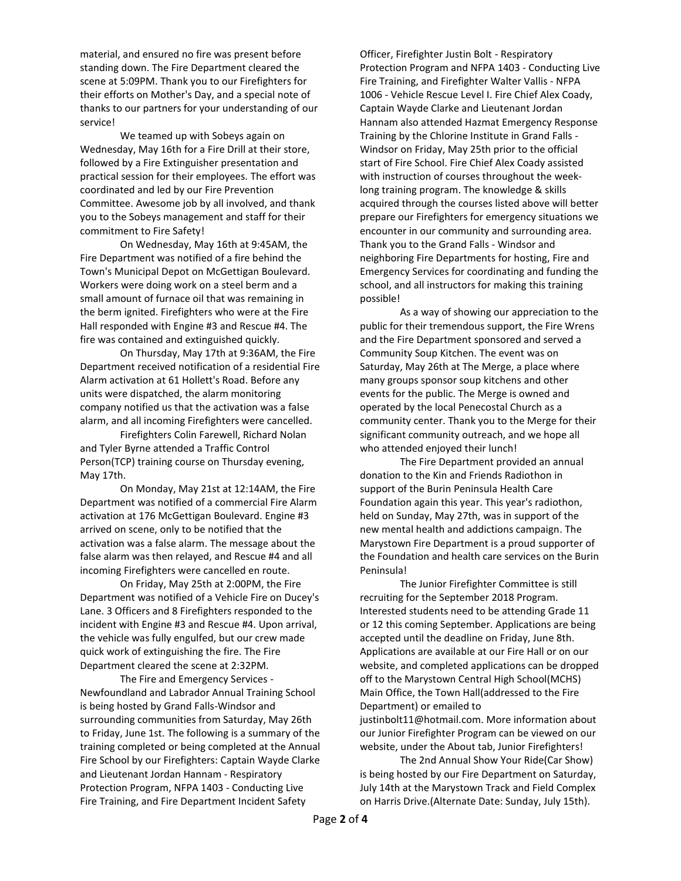material, and ensured no fire was present before standing down. The Fire Department cleared the scene at 5:09PM. Thank you to our Firefighters for their efforts on Mother's Day, and a special note of thanks to our partners for your understanding of our service!

We teamed up with Sobeys again on Wednesday, May 16th for a Fire Drill at their store, followed by a Fire Extinguisher presentation and practical session for their employees. The effort was coordinated and led by our Fire Prevention Committee. Awesome job by all involved, and thank you to the Sobeys management and staff for their commitment to Fire Safety!

On Wednesday, May 16th at 9:45AM, the Fire Department was notified of a fire behind the Town's Municipal Depot on McGettigan Boulevard. Workers were doing work on a steel berm and a small amount of furnace oil that was remaining in the berm ignited. Firefighters who were at the Fire Hall responded with Engine #3 and Rescue #4. The fire was contained and extinguished quickly.

On Thursday, May 17th at 9:36AM, the Fire Department received notification of a residential Fire Alarm activation at 61 Hollett's Road. Before any units were dispatched, the alarm monitoring company notified us that the activation was a false alarm, and all incoming Firefighters were cancelled.

Firefighters Colin Farewell, Richard Nolan and Tyler Byrne attended a Traffic Control Person(TCP) training course on Thursday evening, May 17th.

On Monday, May 21st at 12:14AM, the Fire Department was notified of a commercial Fire Alarm activation at 176 McGettigan Boulevard. Engine #3 arrived on scene, only to be notified that the activation was a false alarm. The message about the false alarm was then relayed, and Rescue #4 and all incoming Firefighters were cancelled en route.

On Friday, May 25th at 2:00PM, the Fire Department was notified of a Vehicle Fire on Ducey's Lane. 3 Officers and 8 Firefighters responded to the incident with Engine #3 and Rescue #4. Upon arrival, the vehicle was fully engulfed, but our crew made quick work of extinguishing the fire. The Fire Department cleared the scene at 2:32PM.

The Fire and Emergency Services - Newfoundland and Labrador Annual Training School is being hosted by Grand Falls-Windsor and surrounding communities from Saturday, May 26th to Friday, June 1st. The following is a summary of the training completed or being completed at the Annual Fire School by our Firefighters: Captain Wayde Clarke and Lieutenant Jordan Hannam - Respiratory Protection Program, NFPA 1403 - Conducting Live Fire Training, and Fire Department Incident Safety Officer, Firefighter Justin Bolt - Respiratory Protection Program and NFPA 1403 - Conducting Live Fire Training, and Firefighter Walter Vallis - NFPA 1006 - Vehicle Rescue Level I. Fire Chief Alex Coady, Captain Wayde Clarke and Lieutenant Jordan Hannam also attended Hazmat Emergency Response Training by the Chlorine Institute in Grand Falls - Windsor on Friday, May 25th prior to the official start of Fire School. Fire Chief Alex Coady assisted with instruction of courses throughout the week-long training program. The knowledge & skills acquired through the courses listed above will better prepare our Firefighters for emergency situations we encounter in our community and surrounding area. Thank you to the Grand Falls - Windsor and neighboring Fire Departments for hosting, Fire and Emergency Services for coordinating and funding the school, and all instructors for making this training possible!

As a way of showing our appreciation to the public for their tremendous support, the Fire Wrens and the Fire Department sponsored and served a Community Soup Kitchen. The event was on Saturday, May 26th at The Merge, a place where many groups sponsor soup kitchens and other events for the public. The Merge is owned and operated by the local Penecostal Church as a community center. Thank you to the Merge for their significant community outreach, and we hope all who attended enjoyed their lunch!

The Fire Department provided an annual donation to the Kin and Friends Radiothon in support of the Burin Peninsula Health Care Foundation again this year. This year's radiothon, held on Sunday, May 27th, was in support of the new mental health and addictions campaign. The Marystown Fire Department is a proud supporter of the Foundation and health care services on the Burin Peninsula!

The Junior Firefighter Committee is still recruiting for the September 2018 Program. Interested students need to be attending Grade 11 or 12 this coming September. Applications are being accepted until the deadline on Friday, June 8th. Applications are available at our Fire Hall or on our website, and completed applications can be dropped off to the Marystown Central High School(MCHS) Main Office, the Town Hall(addressed to the Fire Department) or emailed to justinbolt11@hotmail.com. More information about our Junior Firefighter Program can be viewed on our website, under the About tab, Junior Firefighters!

The 2nd Annual Show Your Ride(Car Show) is being hosted by our Fire Department on Saturday, July 14th at the Marystown Track and Field Complex on Harris Drive.(Alternate Date: Sunday, July 15th).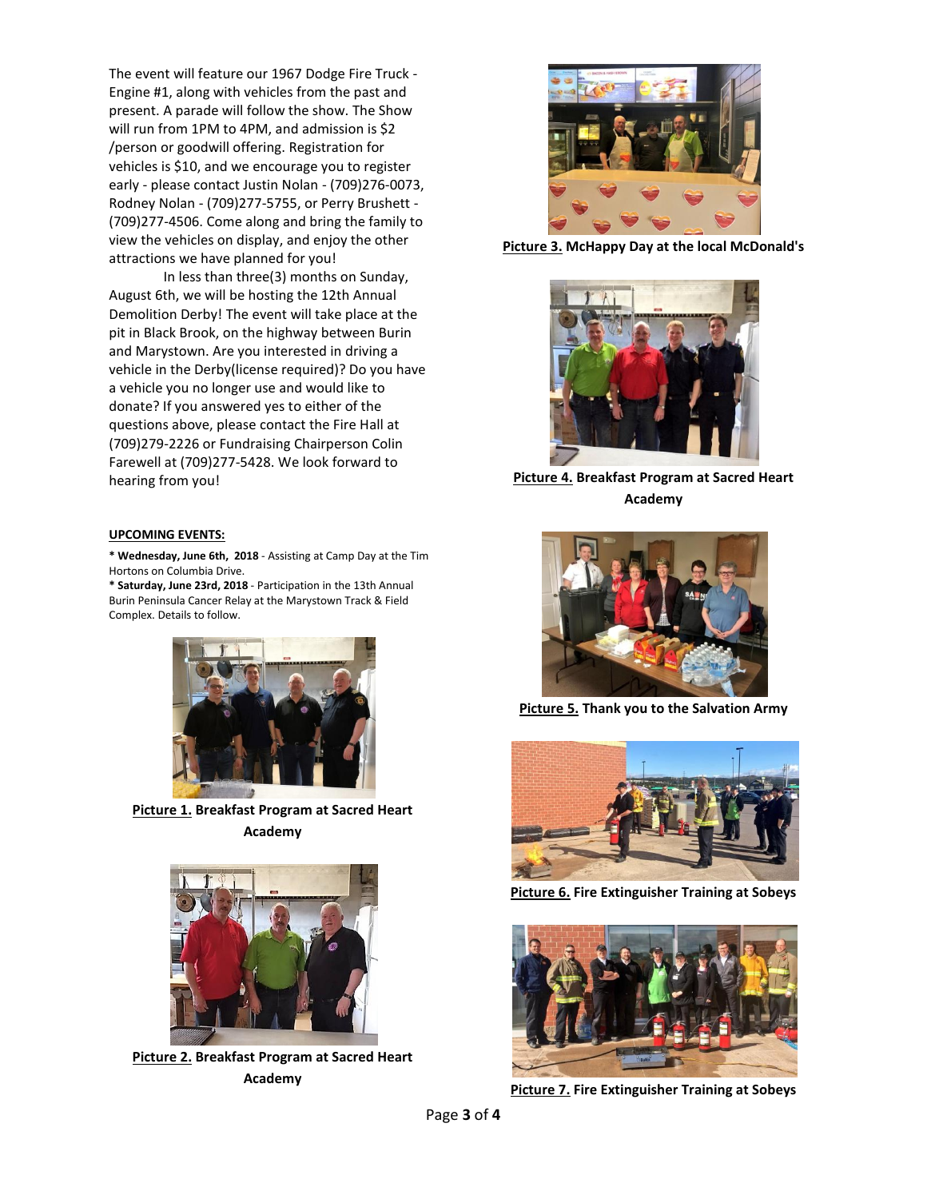The event will feature our 1967 Dodge Fire Truck - Engine #1, along with vehicles from the past and present. A parade will follow the show. The Show will run from 1PM to 4PM, and admission is $2 /person or goodwill offering. Registration for vehicles is $10, and we encourage you to register early - please contact Justin Nolan - (709)276-0073, Rodney Nolan - (709)277-5755, or Perry Brushett - (709)277-4506. Come along and bring the family to view the vehicles on display, and enjoy the other attractions we have planned for you!

In less than three(3) months on Sunday, August 6th, we will be hosting the 12th Annual Demolition Derby! The event will take place at the pit in Black Brook, on the highway between Burin and Marystown. Are you interested in driving a vehicle in the Derby(license required)? Do you have a vehicle you no longer use and would like to donate? If you answered yes to either of the questions above, please contact the Fire Hall at (709)279-2226 or Fundraising Chairperson Colin Farewell at (709)277-5428. We look forward to hearing from you!

**UPCOMING EVENTS:**

**\* Wednesday, June 6th, 2018** - Assisting at Camp Day at the Tim Hortons on Columbia Drive.
**\* Saturday, June 23rd, 2018** - Participation in the 13th Annual Burin Peninsula Cancer Relay at the Marystown Track & Field Complex. Details to follow.

**Picture 1. Breakfast Program at Sacred Heart Academy**

**Picture 2. Breakfast Program at Sacred Heart Academy**

**Picture 3. McHappy Day at the local McDonald's**

**Picture 4. Breakfast Program at Sacred Heart Academy**

**Picture 5. Thank you to the Salvation Army**

**Picture 6. Fire Extinguisher Training at Sobeys**

**Picture 7. Fire Extinguisher Training at Sobeys**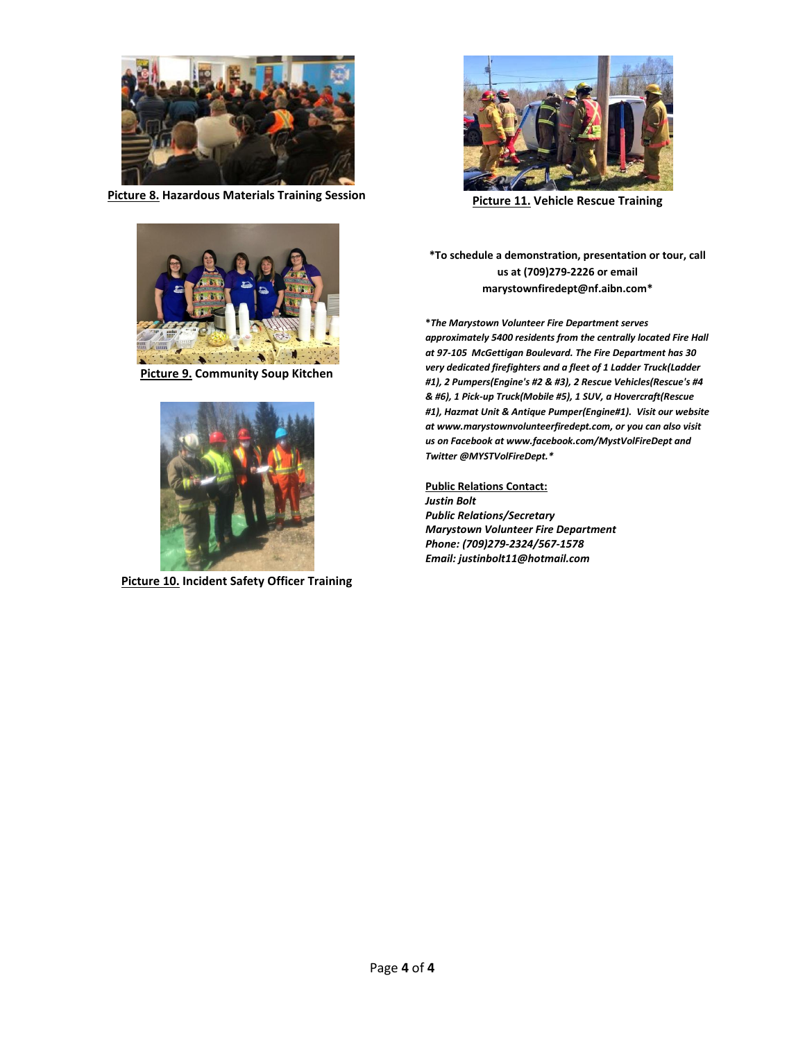**Picture 8.** **Hazardous Materials Training Session**

**Picture 9.** **Community Soup Kitchen**

**Picture 10.** **Incident Safety Officer Training**

**Picture 11.** **Vehicle Rescue Training**

**\*To schedule a demonstration, presentation or tour, call us at (709)279-2226 or email marystownfiredept@nf.aibn.com\***

***\*The Marystown Volunteer Fire Department serves approximately 5400 residents from the centrally located Fire Hall at 97-105 McGettigan Boulevard. The Fire Department has 30 very dedicated firefighters and a fleet of 1 Ladder Truck(Ladder #1), 2 Pumpers(Engine's #2 & #3), 2 Rescue Vehicles(Rescue's #4 & #6), 1 Pick-up Truck(Mobile #5), 1 SUV, a Hovercraft(Rescue #1), Hazmat Unit & Antique Pumper(Engine#1). Visit our website at www.marystownvolunteerfiredept.com, or you can also visit us on Facebook at www.facebook.com/MystVolFireDept and Twitter @MYSTVolFireDept.\****

**Public Relations Contact:**
***Justin Bolt***
***Public Relations/Secretary***
***Marystown Volunteer Fire Department***
***Phone: (709)279-2324/567-1578***
***Email: justinbolt11@hotmail.com***